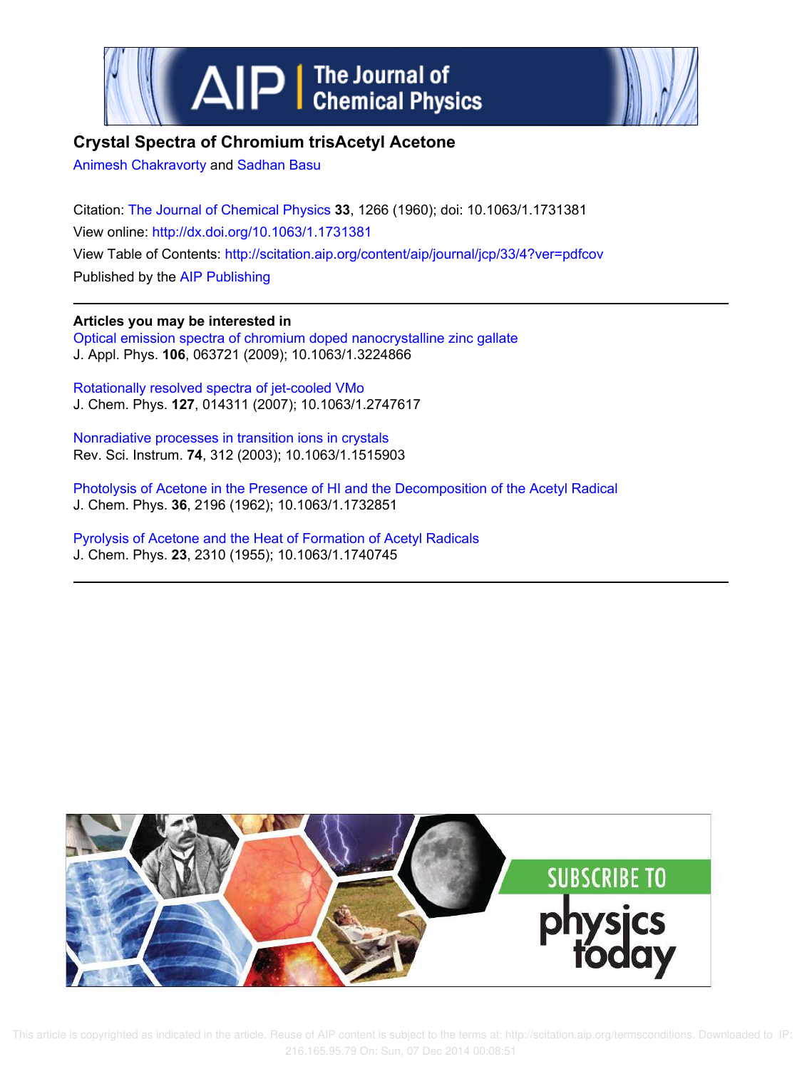# Crystal Spectra of Chromium trisAcetyl Acetone

Animesh Chakravorty and Sadhan Basu

Citation: The Journal of Chemical Physics **33**, 1266 (1960); doi: 10.1063/1.1731381

View online: http://dx.doi.org/10.1063/1.1731381

View Table of Contents: http://scitation.aip.org/content/aip/journal/jcp/33/4?ver=pdfcov

Published by the AIP Publishing

**Articles you may be interested in**

Optical emission spectra of chromium doped nanocrystalline zinc gallate
J. Appl. Phys. **106**, 063721 (2009); 10.1063/1.3224866

Rotationally resolved spectra of jet-cooled VMo
J. Chem. Phys. **127**, 014311 (2007); 10.1063/1.2747617

Nonradiative processes in transition ions in crystals
Rev. Sci. Instrum. **74**, 312 (2003); 10.1063/1.1515903

Photolysis of Acetone in the Presence of HI and the Decomposition of the Acetyl Radical
J. Chem. Phys. **36**, 2196 (1962); 10.1063/1.1732851

Pyrolysis of Acetone and the Heat of Formation of Acetyl Radicals
J. Chem. Phys. **23**, 2310 (1955); 10.1063/1.1740745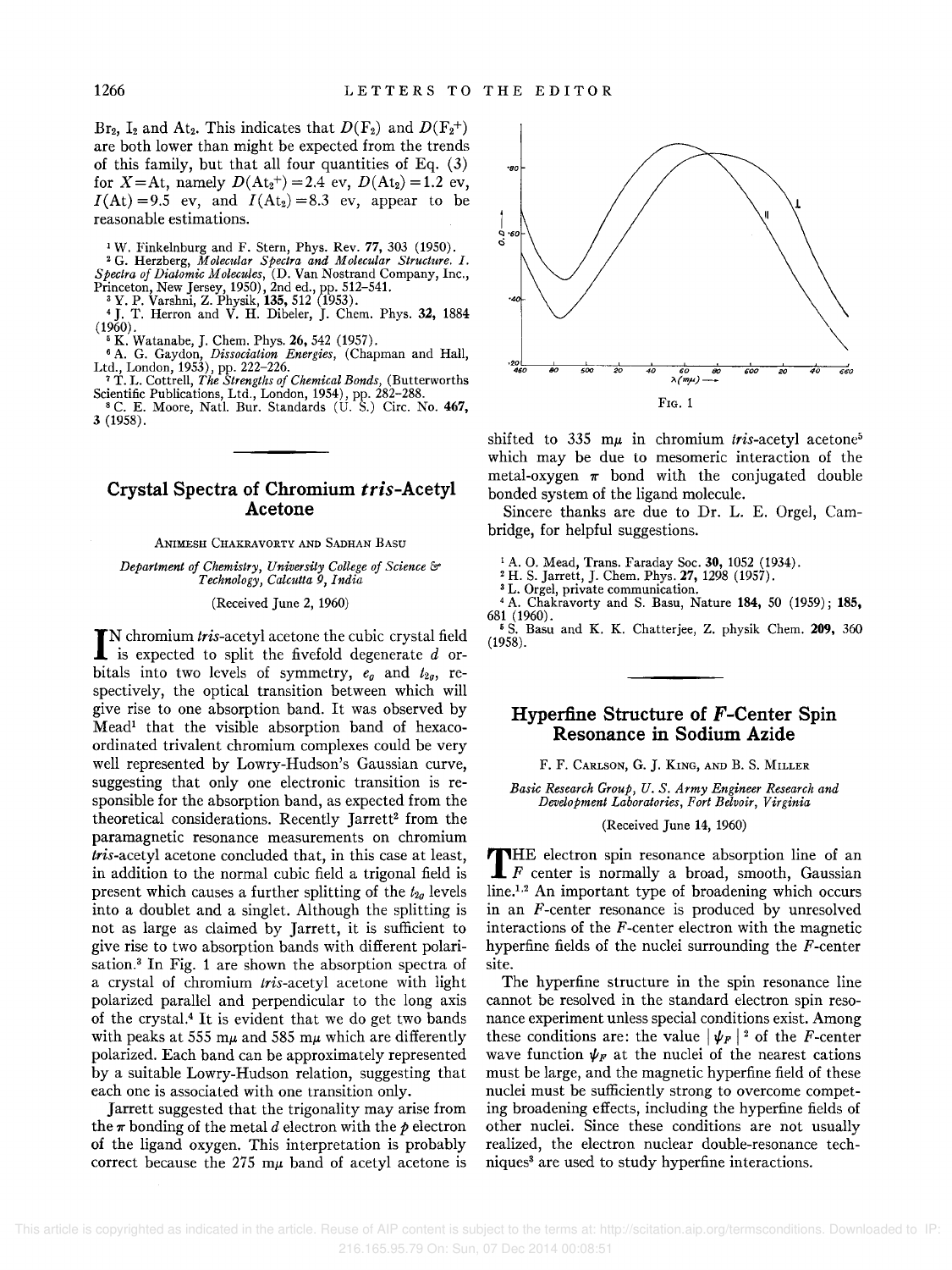$Br_2$, $I_2$ and $At_2$. This indicates that $D(F_2)$ and $D(F_2^+)$ are both lower than might be expected from the trends of this family, but that all four quantities of Eq. (3) for $X$=At, namely $D(At_2^+)=2.4$ ev, $D(At_2)=1.2$ ev, $I(At)=9.5$ ev, and $I(At_2)=8.3$ ev, appear to be reasonable estimations.

[1] W. Finkelnburg and F. Stern, Phys. Rev. **77**, 303 (1950).
[2] G. Herzberg, *Molecular Spectra and Molecular Structure. I. Spectra of Diatomic Molecules*, (D. Van Nostrand Company, Inc., Princeton, New Jersey, 1950), 2nd ed., pp. 512–541.
[3] Y. P. Varshni, Z. Physik, **135**, 512 (1953).
[4] J. T. Herron and V. H. Dibeler, J. Chem. Phys. **32**, 1884 (1960).
[5] K. Watanabe, J. Chem. Phys. **26**, 542 (1957).
[6] A. G. Gaydon, *Dissociation Energies*, (Chapman and Hall, Ltd., London, 1953), pp. 222–226.
[7] T. L. Cottrell, *The Strengths of Chemical Bonds*, (Butterworths Scientific Publications, Ltd., London, 1954), pp. 282–288.
[8] C. E. Moore, Natl. Bur. Standards (U. S.) Circ. No. **467**, 3 (1958).

## Crystal Spectra of Chromium *tris*-Acetyl Acetone

Animesh Chakravorty and Sadhan Basu

*Department of Chemistry, University College of Science & Technology, Calcutta 9, India*

(Received June 2, 1960)

In chromium *tris*-acetyl acetone the cubic crystal field is expected to split the fivefold degenerate $d$ orbitals into two levels of symmetry, $e_g$ and $t_{2g}$, respectively, the optical transition between which will give rise to one absorption band. It was observed by Mead[1] that the visible absorption band of hexacoordinated trivalent chromium complexes could be very well represented by Lowry-Hudson's Gaussian curve, suggesting that only one electronic transition is responsible for the absorption band, as expected from the theoretical considerations. Recently Jarrett[2] from the paramagnetic resonance measurements on chromium *tris*-acetyl acetone concluded that, in this case at least, in addition to the normal cubic field a trigonal field is present which causes a further splitting of the $t_{2g}$ levels into a doublet and a singlet. Although the splitting is not as large as claimed by Jarrett, it is sufficient to give rise to two absorption bands with different polarisation.[3] In Fig. 1 are shown the absorption spectra of a crystal of chromium *tris*-acetyl acetone with light polarized parallel and perpendicular to the long axis of the crystal.[4] It is evident that we do get two bands with peaks at 555 mμ and 585 mμ which are differently polarized. Each band can be approximately represented by a suitable Lowry-Hudson relation, suggesting that each one is associated with one transition only.

Jarrett suggested that the trigonality may arise from the $\pi$ bonding of the metal $d$ electron with the $p$ electron of the ligand oxygen. This interpretation is probably correct because the 275 mμ band of acetyl acetone is shifted to 335 mμ in chromium *tris*-acetyl acetone[5] which may be due to mesomeric interaction of the metal-oxygen $\pi$ bond with the conjugated double bonded system of the ligand molecule.

Fig. 1

Sincere thanks are due to Dr. L. E. Orgel, Cambridge, for helpful suggestions.

[1] A. O. Mead, Trans. Faraday Soc. **30**, 1052 (1934).
[2] H. S. Jarrett, J. Chem. Phys. **27**, 1298 (1957).
[3] L. Orgel, private communication.
[4] A. Chakravorty and S. Basu, Nature **184**, 50 (1959); **185**, 681 (1960).
[5] S. Basu and K. K. Chatterjee, Z. physik Chem. **209**, 360 (1958).

## Hyperfine Structure of *F*-Center Spin Resonance in Sodium Azide

F. F. Carlson, G. J. King, and B. S. Miller

*Basic Research Group, U. S. Army Engineer Research and Development Laboratories, Fort Belvoir, Virginia*

(Received June 14, 1960)

The electron spin resonance absorption line of an $F$ center is normally a broad, smooth, Gaussian line.[1,2] An important type of broadening which occurs in an $F$-center resonance is produced by unresolved interactions of the $F$-center electron with the magnetic hyperfine fields of the nuclei surrounding the $F$-center site.

The hyperfine structure in the spin resonance line cannot be resolved in the standard electron spin resonance experiment unless special conditions exist. Among these conditions are: the value $|\psi_F|^2$ of the $F$-center wave function $\psi_F$ at the nuclei of the nearest cations must be large, and the magnetic hyperfine field of these nuclei must be sufficiently strong to overcome competing broadening effects, including the hyperfine fields of other nuclei. Since these conditions are not usually realized, the electron nuclear double-resonance techniques[3] are used to study hyperfine interactions.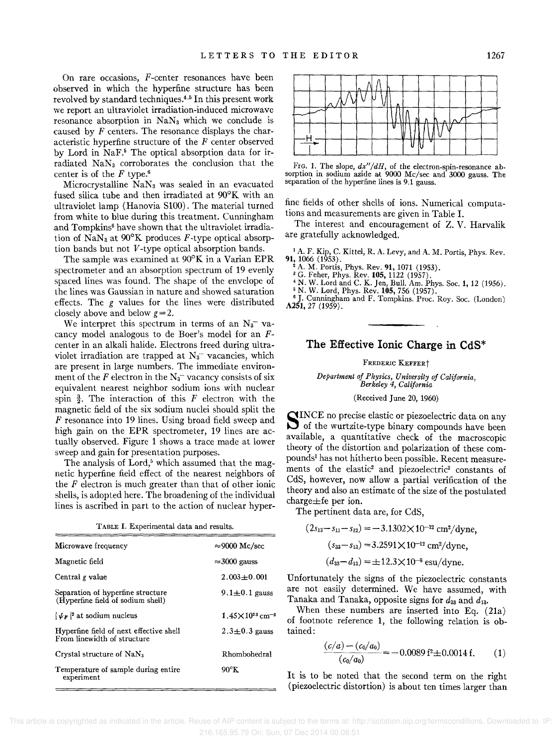On rare occasions, $F$-center resonances have been observed in which the hyperfine structure has been revolved by standard techniques.[4,5] In this present work we report an ultraviolet irradiation-induced microwave resonance absorption in $NaN_3$ which we conclude is caused by $F$ centers. The resonance displays the characteristic hyperfine structure of the $F$ center observed by Lord in NaF.[5] The optical absorption data for irradiated $NaN_3$ corroborates the conclusion that the center is of the $F$ type.[6]

Microcrystalline $NaN_3$ was sealed in an evacuated fused silica tube and then irradiated at 90°K with an ultraviolet lamp (Hanovia S100). The material turned from white to blue during this treatment. Cunningham and Tompkins[6] have shown that the ultraviolet irradiation of $NaN_3$ at 90°K produces $F$-type optical absorption bands but not $V$-type optical absorption bands.

The sample was examined at 90°K in a Varian EPR spectrometer and an absorption spectrum of 19 evenly spaced lines was found. The shape of the envelope of the lines was Gaussian in nature and showed saturation effects. The $g$ values for the lines were distributed closely above and below $g=2$.

We interpret this spectrum in terms of an $N_3^-$ vacancy model analogous to de Boer's model for an $F$-center in an alkali halide. Electrons freed during ultraviolet irradiation are trapped at $N_3^-$ vacancies, which are present in large numbers. The immediate environment of the $F$ electron in the $N_3^-$ vacancy consists of six equivalent nearest neighbor sodium ions with nuclear spin $\frac{3}{2}$. The interaction of this $F$ electron with the magnetic field of the six sodium nuclei should split the $F$ resonance into 19 lines. Using broad field sweep and high gain on the EPR spectrometer, 19 lines are actually observed. Figure 1 shows a trace made at lower sweep and gain for presentation purposes.

The analysis of Lord,[5] which assumed that the magnetic hyperfine field effect of the nearest neighbors of the $F$ electron is much greater than that of other ionic shells, is adopted here. The broadening of the individual lines is ascribed in part to the action of nuclear hyperfine fields of other shells of ions. Numerical computations and measurements are given in Table I.

TABLE I. Experimental data and results.

| | |
|---|---|
| Microwave frequency | $\approx$9000 Mc/sec |
| Magnetic field | $\approx$3000 gauss |
| Central $g$ value | $2.003\pm0.001$ |
| Separation of hyperfine structure (Hyperfine field of sodium shell) | $9.1\pm0.1$ gauss |
| $\|\psi_F\|^2$ at sodium nucleus | $1.45\times10^{23}$ cm$^{-3}$ |
| Hyperfine field of next effective shell From linewidth of structure | $2.3\pm0.3$ gauss |
| Crystal structure of $NaN_3$ | Rhombohedral |
| Temperature of sample during entire experiment | 90°K |

H

FIG. 1. The slope, $dx''/dH$, of the electron-spin-resonance absorption in sodium azide at 9000 Mc/sec and 3000 gauss. The separation of the hyperfine lines is 9.1 gauss.

The interest and encouragement of Z. V. Harvalik are gratefully acknowledged.

[1] A. F. Kip, C. Kittel, R. A. Levy, and A. M. Portis, Phys. Rev. **91**, 1066 (1953).
[2] A. M. Portis, Phys. Rev. **91**, 1071 (1953).
[3] G. Feher, Phys. Rev. **105**, 1122 (1957).
[4] N. W. Lord and C. K. Jen, Bull. Am. Phys. Soc. **1**, 12 (1956).
[5] N. W. Lord, Phys. Rev. **105**, 756 (1957).
[6] J. Cunningham and F. Tompkins. Proc. Roy. Soc. (London) **A251**, 27 (1959).

## The Effective Ionic Charge in CdS*

FREDERIC KEFFER†

*Department of Physics, University of California, Berkeley 4, California*

(Received June 20, 1960)

SINCE no precise elastic or piezoelectric data on any of the wurtzite-type binary compounds have been available, a quantitative check of the macroscopic theory of the distortion and polarization of these compounds[1] has not hitherto been possible. Recent measurements of the elastic[2] and piezoelectric[3] constants of CdS, however, now allow a partial verification of the theory and also an estimate of the size of the postulated charge$\pm$fe per ion.

The pertinent data are, for CdS,

$$(2s_{13}-s_{11}-s_{12})=-3.1302\times10^{-12}\ \text{cm}^2/\text{dyne},$$

$$(s_{33}-s_{13})=3.2591\times10^{-12}\ \text{cm}^2/\text{dyne},$$

$$(d_{33}-d_{13})=\pm12.3\times10^{-8}\ \text{esu/dyne}.$$

Unfortunately the signs of the piezoelectric constants are not easily determined. We have assumed, with Tanaka and Tanaka, opposite signs for $d_{33}$ and $d_{13}$.

When these numbers are inserted into Eq. (21a) of footnote reference 1, the following relation is obtained:

$$\frac{(c/a)-(c_0/a_0)}{(c_0/a_0)}=-0.0089\,\text{f}^2\pm0.0014\,\text{f}. \qquad (1)$$

It is to be noted that the second term on the right (piezoelectric distortion) is about ten times larger than